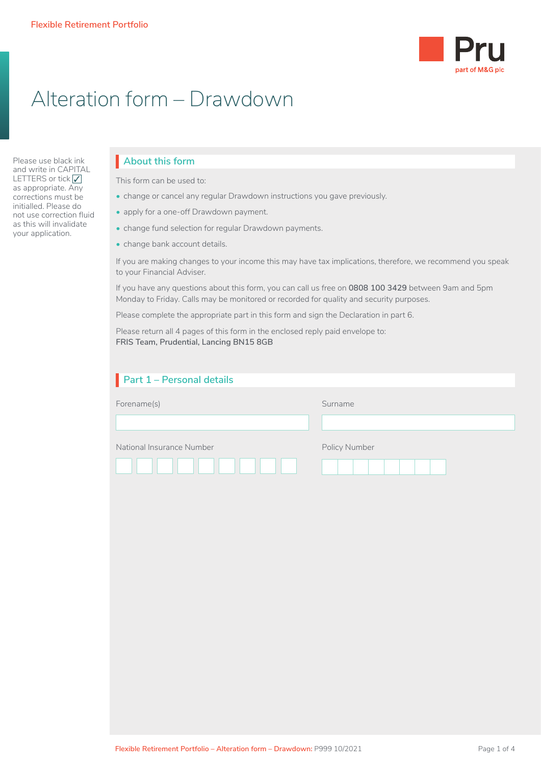Flexible Retirement Portfolio

Pru
part of M&G plc

# Alteration form – Drawdown

Please use black ink and write in CAPITAL LETTERS or tick ☑ as appropriate. Any corrections must be initialled. Please do not use correction fluid as this will invalidate your application.

## About this form

This form can be used to:

- change or cancel any regular Drawdown instructions you gave previously.
- apply for a one-off Drawdown payment.
- change fund selection for regular Drawdown payments.
- change bank account details.

If you are making changes to your income this may have tax implications, therefore, we recommend you speak to your Financial Adviser.

If you have any questions about this form, you can call us free on **0808 100 3429** between 9am and 5pm Monday to Friday. Calls may be monitored or recorded for quality and security purposes.

Please complete the appropriate part in this form and sign the Declaration in part 6.

Please return all 4 pages of this form in the enclosed reply paid envelope to:
**FRIS Team, Prudential, Lancing BN15 8GB**

## Part 1 – Personal details

Forename(s)

Surname

National Insurance Number

Policy Number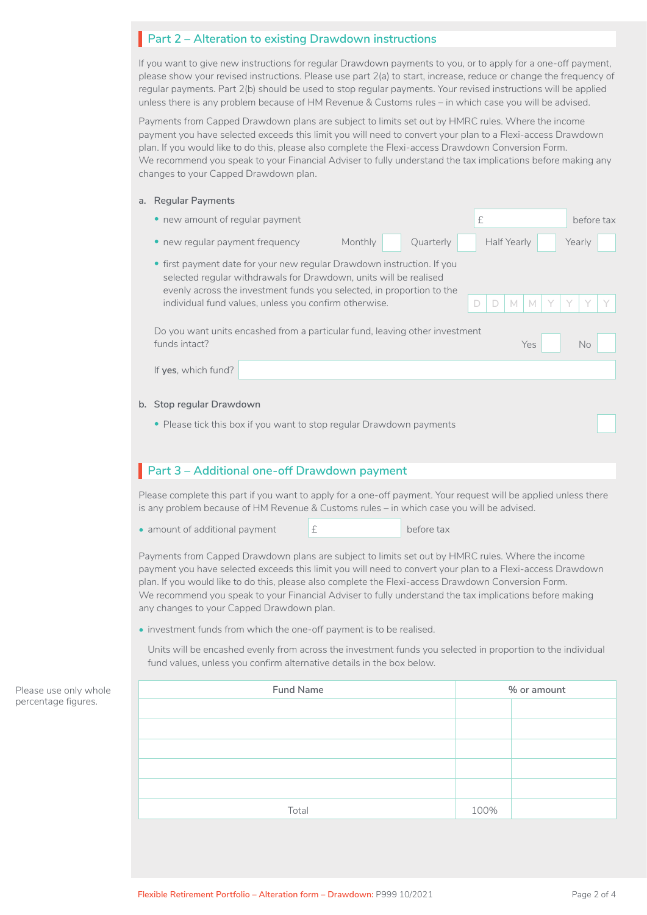## Part 2 – Alteration to existing Drawdown instructions

If you want to give new instructions for regular Drawdown payments to you, or to apply for a one-off payment, please show your revised instructions. Please use part 2(a) to start, increase, reduce or change the frequency of regular payments. Part 2(b) should be used to stop regular payments. Your revised instructions will be applied unless there is any problem because of HM Revenue & Customs rules – in which case you will be advised.

Payments from Capped Drawdown plans are subject to limits set out by HMRC rules. Where the income payment you have selected exceeds this limit you will need to convert your plan to a Flexi-access Drawdown plan. If you would like to do this, please also complete the Flexi-access Drawdown Conversion Form. We recommend you speak to your Financial Adviser to fully understand the tax implications before making any changes to your Capped Drawdown plan.

**a. Regular Payments**

- new amount of regular payment £ ______ before tax
- new regular payment frequency Monthly ☐ Quarterly ☐ Half Yearly ☐ Yearly ☐
- first payment date for your new regular Drawdown instruction. If you selected regular withdrawals for Drawdown, units will be realised evenly across the investment funds you selected, in proportion to the individual fund values, unless you confirm otherwise. D D M M Y Y Y Y

Do you want units encashed from a particular fund, leaving other investment funds intact? Yes ☐ No ☐

If **yes**, which fund? ______

**b. Stop regular Drawdown**

- Please tick this box if you want to stop regular Drawdown payments ☐

## Part 3 – Additional one-off Drawdown payment

Please complete this part if you want to apply for a one-off payment. Your request will be applied unless there is any problem because of HM Revenue & Customs rules – in which case you will be advised.

- amount of additional payment £ ______ before tax

Payments from Capped Drawdown plans are subject to limits set out by HMRC rules. Where the income payment you have selected exceeds this limit you will need to convert your plan to a Flexi-access Drawdown plan. If you would like to do this, please also complete the Flexi-access Drawdown Conversion Form. We recommend you speak to your Financial Adviser to fully understand the tax implications before making any changes to your Capped Drawdown plan.

- investment funds from which the one-off payment is to be realised.

Units will be encashed evenly from across the investment funds you selected in proportion to the individual fund values, unless you confirm alternative details in the box below.

Please use only whole percentage figures.

| Fund Name | % or amount | |
|---|---|---|
| | | |
| | | |
| | | |
| | | |
| | | |
| Total | 100% | |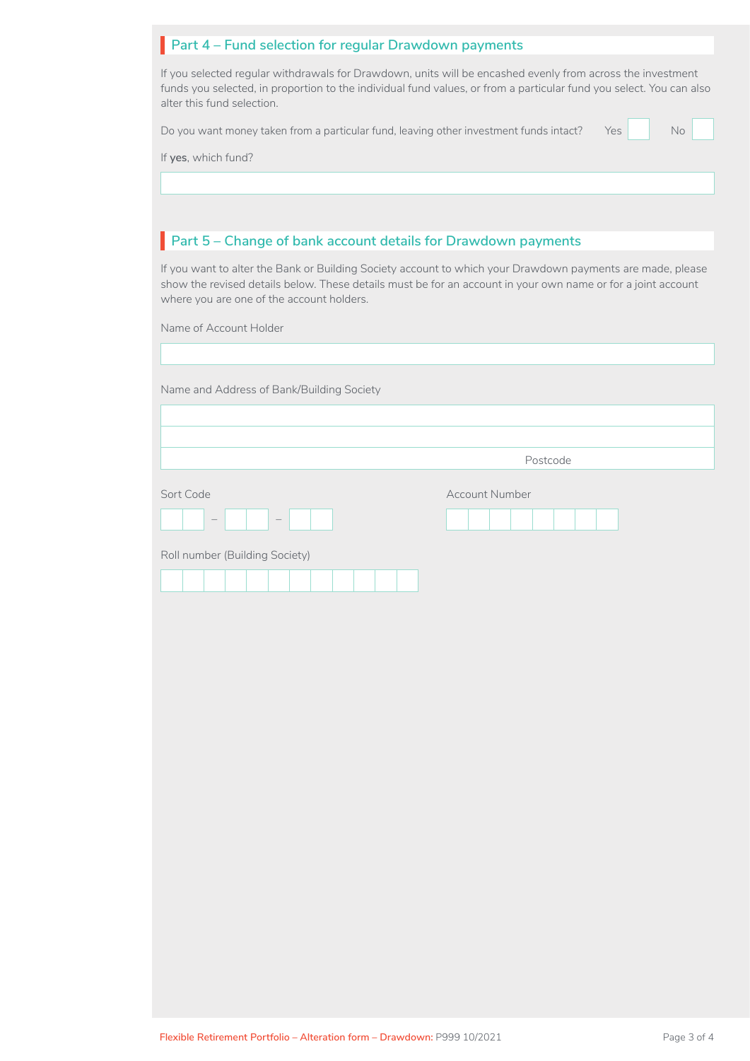## Part 4 – Fund selection for regular Drawdown payments

If you selected regular withdrawals for Drawdown, units will be encashed evenly from across the investment funds you selected, in proportion to the individual fund values, or from a particular fund you select. You can also alter this fund selection.

Do you want money taken from a particular fund, leaving other investment funds intact? Yes ☐ No ☐

If **yes**, which fund?

## Part 5 – Change of bank account details for Drawdown payments

If you want to alter the Bank or Building Society account to which your Drawdown payments are made, please show the revised details below. These details must be for an account in your own name or for a joint account where you are one of the account holders.

Name of Account Holder

Name and Address of Bank/Building Society

Postcode

Sort Code

Account Number

Roll number (Building Society)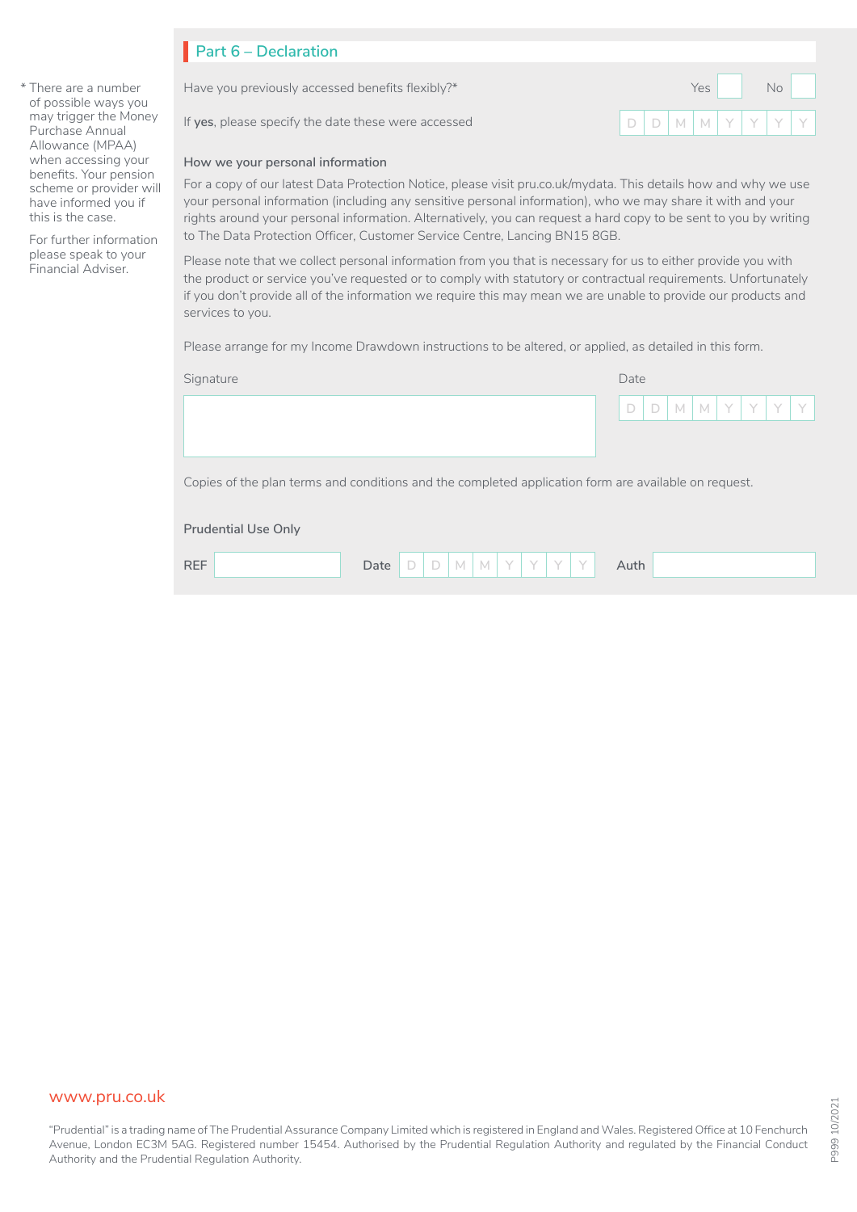## Part 6 – Declaration

Have you previously accessed benefits flexibly?* Yes ☐ No ☐

If **yes**, please specify the date these were accessed D D M M Y Y Y Y

### How we your personal information

For a copy of our latest Data Protection Notice, please visit pru.co.uk/mydata. This details how and why we use your personal information (including any sensitive personal information), who we may share it with and your rights around your personal information. Alternatively, you can request a hard copy to be sent to you by writing to The Data Protection Officer, Customer Service Centre, Lancing BN15 8GB.

Please note that we collect personal information from you that is necessary for us to either provide you with the product or service you've requested or to comply with statutory or contractual requirements. Unfortunately if you don't provide all of the information we require this may mean we are unable to provide our products and services to you.

Please arrange for my Income Drawdown instructions to be altered, or applied, as detailed in this form.

Signature

Date D D M M Y Y Y Y

Copies of the plan terms and conditions and the completed application form are available on request.

### Prudential Use Only

REF

Date D D M M Y Y Y Y

Auth

\* There are a number of possible ways you may trigger the Money Purchase Annual Allowance (MPAA) when accessing your benefits. Your pension scheme or provider will have informed you if this is the case.

For further information please speak to your Financial Adviser.

www.pru.co.uk

"Prudential" is a trading name of The Prudential Assurance Company Limited which is registered in England and Wales. Registered Office at 10 Fenchurch Avenue, London EC3M 5AG. Registered number 15454. Authorised by the Prudential Regulation Authority and regulated by the Financial Conduct Authority and the Prudential Regulation Authority.

P999 10/2021